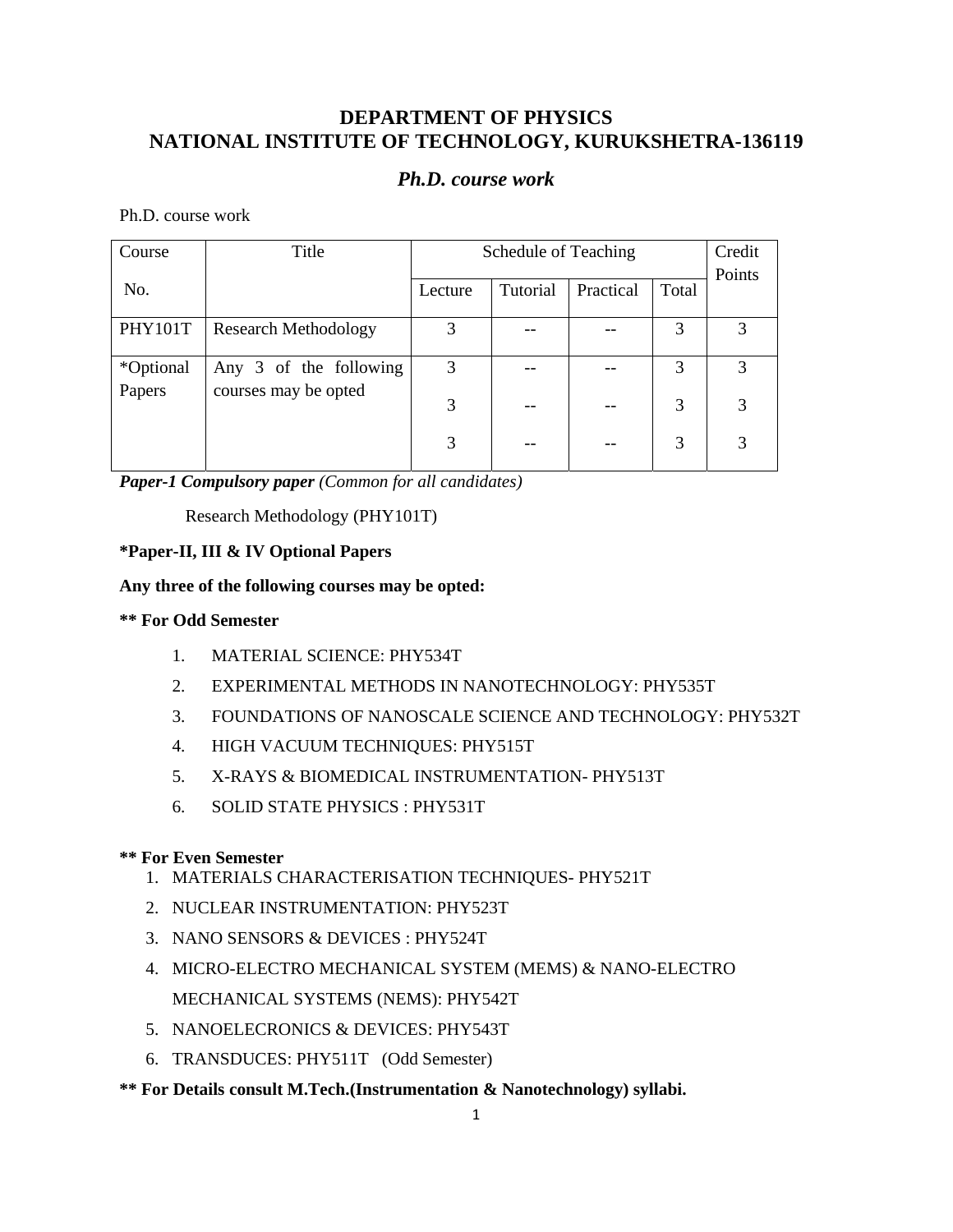# DEPARTMENT OF PHYSICS
# NATIONAL INSTITUTE OF TECHNOLOGY, KURUKSHETRA-136119

## *Ph.D. course work*

Ph.D. course work

| Course No. | Title | Schedule of Teaching | | | | Credit Points |
|---|---|---|---|---|---|---|
| | | Lecture | Tutorial | Practical | Total | |
| PHY101T | Research Methodology | 3 | -- | -- | 3 | 3 |
| *Optional Papers | Any 3 of the following courses may be opted | 3 | -- | -- | 3 | 3 |
| | | 3 | -- | -- | 3 | 3 |
| | | 3 | -- | -- | 3 | 3 |

***Paper-1 Compulsory paper*** *(Common for all candidates)*

Research Methodology (PHY101T)

**\*Paper-II, III & IV Optional Papers**

**Any three of the following courses may be opted:**

**\*\* For Odd Semester**

1. MATERIAL SCIENCE: PHY534T
2. EXPERIMENTAL METHODS IN NANOTECHNOLOGY: PHY535T
3. FOUNDATIONS OF NANOSCALE SCIENCE AND TECHNOLOGY: PHY532T
4. HIGH VACUUM TECHNIQUES: PHY515T
5. X-RAYS & BIOMEDICAL INSTRUMENTATION- PHY513T
6. SOLID STATE PHYSICS : PHY531T

**\*\* For Even Semester**

1. MATERIALS CHARACTERISATION TECHNIQUES- PHY521T
2. NUCLEAR INSTRUMENTATION: PHY523T
3. NANO SENSORS & DEVICES : PHY524T
4. MICRO-ELECTRO MECHANICAL SYSTEM (MEMS) & NANO-ELECTRO MECHANICAL SYSTEMS (NEMS): PHY542T
5. NANOELECRONICS & DEVICES: PHY543T
6. TRANSDUCES: PHY511T (Odd Semester)

**\*\* For Details consult M.Tech.(Instrumentation & Nanotechnology) syllabi.**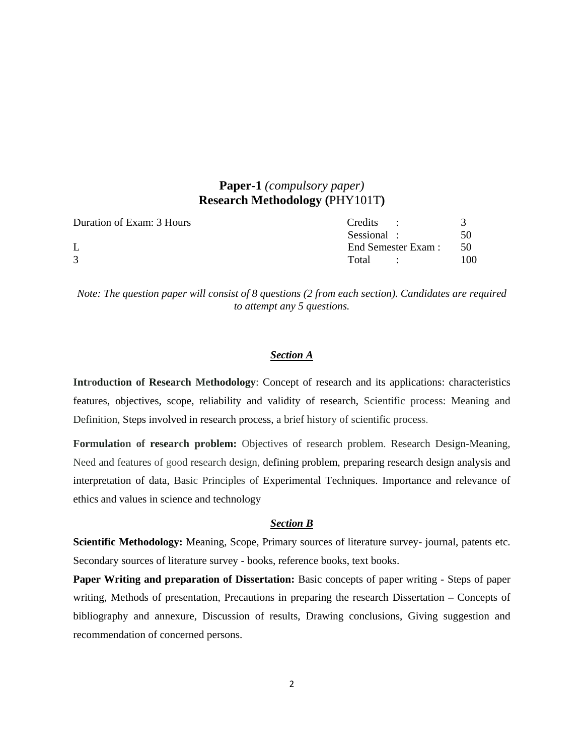## **Paper-1** *(compulsory paper)*
## **Research Methodology (**PHY101T**)**

| Duration of Exam: 3 Hours | Credits : | 3 |
|---|---|---|
| | Sessional : | 50 |
| L | End Semester Exam : | 50 |
| 3 | Total : | 100 |

*Note: The question paper will consist of 8 questions (2 from each section). Candidates are required to attempt any 5 questions.*

### ***Section A***

**Introduction of Research Methodology**: Concept of research and its applications: characteristics features, objectives, scope, reliability and validity of research, Scientific process: Meaning and Definition, Steps involved in research process, a brief history of scientific process.

**Formulation of research problem:** Objectives of research problem. Research Design-Meaning, Need and features of good research design, defining problem, preparing research design analysis and interpretation of data, Basic Principles of Experimental Techniques. Importance and relevance of ethics and values in science and technology

### ***Section B***

**Scientific Methodology:** Meaning, Scope, Primary sources of literature survey- journal, patents etc. Secondary sources of literature survey - books, reference books, text books.

**Paper Writing and preparation of Dissertation:** Basic concepts of paper writing - Steps of paper writing, Methods of presentation, Precautions in preparing the research Dissertation – Concepts of bibliography and annexure, Discussion of results, Drawing conclusions, Giving suggestion and recommendation of concerned persons.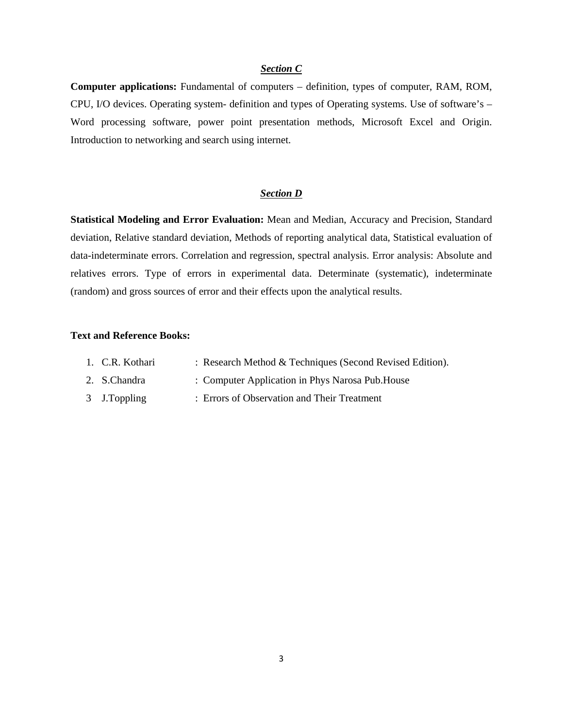## *Section C*

**Computer applications:** Fundamental of computers – definition, types of computer, RAM, ROM, CPU, I/O devices. Operating system- definition and types of Operating systems. Use of software's – Word processing software, power point presentation methods, Microsoft Excel and Origin. Introduction to networking and search using internet.

## *Section D*

**Statistical Modeling and Error Evaluation:** Mean and Median, Accuracy and Precision, Standard deviation, Relative standard deviation, Methods of reporting analytical data, Statistical evaluation of data-indeterminate errors. Correlation and regression, spectral analysis. Error analysis: Absolute and relatives errors. Type of errors in experimental data. Determinate (systematic), indeterminate (random) and gross sources of error and their effects upon the analytical results.

**Text and Reference Books:**

1. C.R. Kothari : Research Method & Techniques (Second Revised Edition).
2. S.Chandra : Computer Application in Phys Narosa Pub.House
3. J.Toppling : Errors of Observation and Their Treatment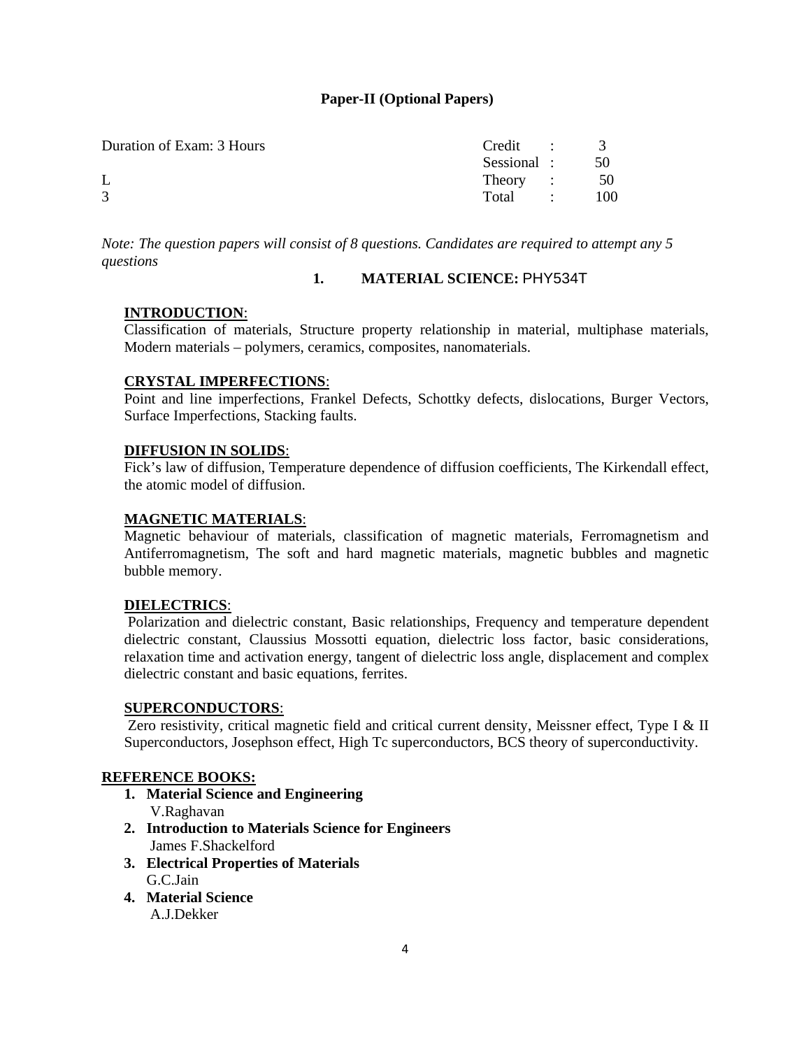**Paper-II (Optional Papers)**

| Duration of Exam: 3 Hours | Credit | : | 3 |
|---|---|---|---|
| | Sessional | : | 50 |
| L | Theory | : | 50 |
| 3 | Total | : | 100 |

*Note: The question papers will consist of 8 questions. Candidates are required to attempt any 5 questions*

## 1. MATERIAL SCIENCE: PHY534T

**INTRODUCTION**:
Classification of materials, Structure property relationship in material, multiphase materials, Modern materials – polymers, ceramics, composites, nanomaterials.

**CRYSTAL IMPERFECTIONS**:
Point and line imperfections, Frankel Defects, Schottky defects, dislocations, Burger Vectors, Surface Imperfections, Stacking faults.

**DIFFUSION IN SOLIDS**:
Fick's law of diffusion, Temperature dependence of diffusion coefficients, The Kirkendall effect, the atomic model of diffusion.

**MAGNETIC MATERIALS**:
Magnetic behaviour of materials, classification of magnetic materials, Ferromagnetism and Antiferromagnetism, The soft and hard magnetic materials, magnetic bubbles and magnetic bubble memory.

**DIELECTRICS**:
Polarization and dielectric constant, Basic relationships, Frequency and temperature dependent dielectric constant, Claussius Mossotti equation, dielectric loss factor, basic considerations, relaxation time and activation energy, tangent of dielectric loss angle, displacement and complex dielectric constant and basic equations, ferrites.

**SUPERCONDUCTORS**:
Zero resistivity, critical magnetic field and critical current density, Meissner effect, Type I & II Superconductors, Josephson effect, High Tc superconductors, BCS theory of superconductivity.

**REFERENCE BOOKS:**

1. **Material Science and Engineering**
   V.Raghavan
2. **Introduction to Materials Science for Engineers**
   James F.Shackelford
3. **Electrical Properties of Materials**
   G.C.Jain
4. **Material Science**
   A.J.Dekker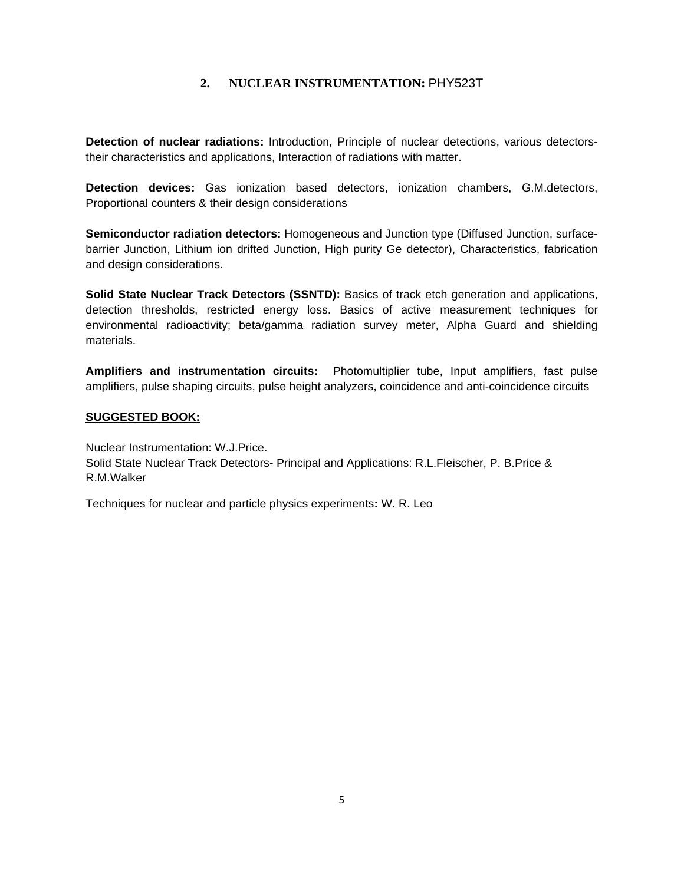## 2. NUCLEAR INSTRUMENTATION: PHY523T

**Detection of nuclear radiations:** Introduction, Principle of nuclear detections, various detectors-their characteristics and applications, Interaction of radiations with matter.

**Detection devices:** Gas ionization based detectors, ionization chambers, G.M.detectors, Proportional counters & their design considerations

**Semiconductor radiation detectors:** Homogeneous and Junction type (Diffused Junction, surface-barrier Junction, Lithium ion drifted Junction, High purity Ge detector), Characteristics, fabrication and design considerations.

**Solid State Nuclear Track Detectors (SSNTD):** Basics of track etch generation and applications, detection thresholds, restricted energy loss. Basics of active measurement techniques for environmental radioactivity; beta/gamma radiation survey meter, Alpha Guard and shielding materials.

**Amplifiers and instrumentation circuits:** Photomultiplier tube, Input amplifiers, fast pulse amplifiers, pulse shaping circuits, pulse height analyzers, coincidence and anti-coincidence circuits

**SUGGESTED BOOK:**

Nuclear Instrumentation: W.J.Price.
Solid State Nuclear Track Detectors- Principal and Applications: R.L.Fleischer, P. B.Price & R.M.Walker

Techniques for nuclear and particle physics experiments**:** W. R. Leo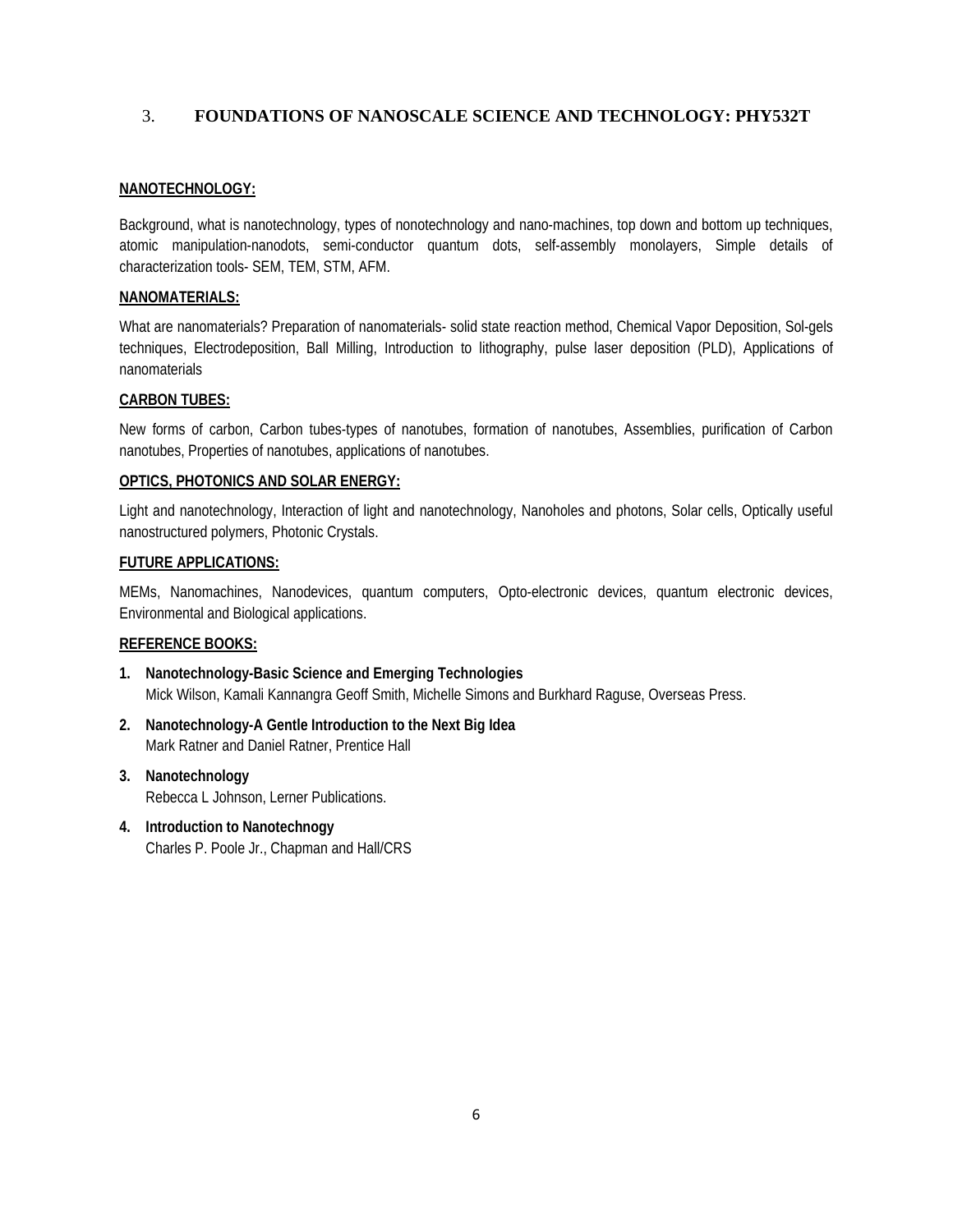## 3. FOUNDATIONS OF NANOSCALE SCIENCE AND TECHNOLOGY: PHY532T

**NANOTECHNOLOGY:**

Background, what is nanotechnology, types of nonotechnology and nano-machines, top down and bottom up techniques, atomic manipulation-nanodots, semi-conductor quantum dots, self-assembly monolayers, Simple details of characterization tools- SEM, TEM, STM, AFM.

**NANOMATERIALS:**

What are nanomaterials? Preparation of nanomaterials- solid state reaction method, Chemical Vapor Deposition, Sol-gels techniques, Electrodeposition, Ball Milling, Introduction to lithography, pulse laser deposition (PLD), Applications of nanomaterials

**CARBON TUBES:**

New forms of carbon, Carbon tubes-types of nanotubes, formation of nanotubes, Assemblies, purification of Carbon nanotubes, Properties of nanotubes, applications of nanotubes.

**OPTICS, PHOTONICS AND SOLAR ENERGY:**

Light and nanotechnology, Interaction of light and nanotechnology, Nanoholes and photons, Solar cells, Optically useful nanostructured polymers, Photonic Crystals.

**FUTURE APPLICATIONS:**

MEMs, Nanomachines, Nanodevices, quantum computers, Opto-electronic devices, quantum electronic devices, Environmental and Biological applications.

**REFERENCE BOOKS:**

1. **Nanotechnology-Basic Science and Emerging Technologies**
   Mick Wilson, Kamali Kannangra Geoff Smith, Michelle Simons and Burkhard Raguse, Overseas Press.
2. **Nanotechnology-A Gentle Introduction to the Next Big Idea**
   Mark Ratner and Daniel Ratner, Prentice Hall
3. **Nanotechnology**
   Rebecca L Johnson, Lerner Publications.
4. **Introduction to Nanotechnogy**
   Charles P. Poole Jr., Chapman and Hall/CRS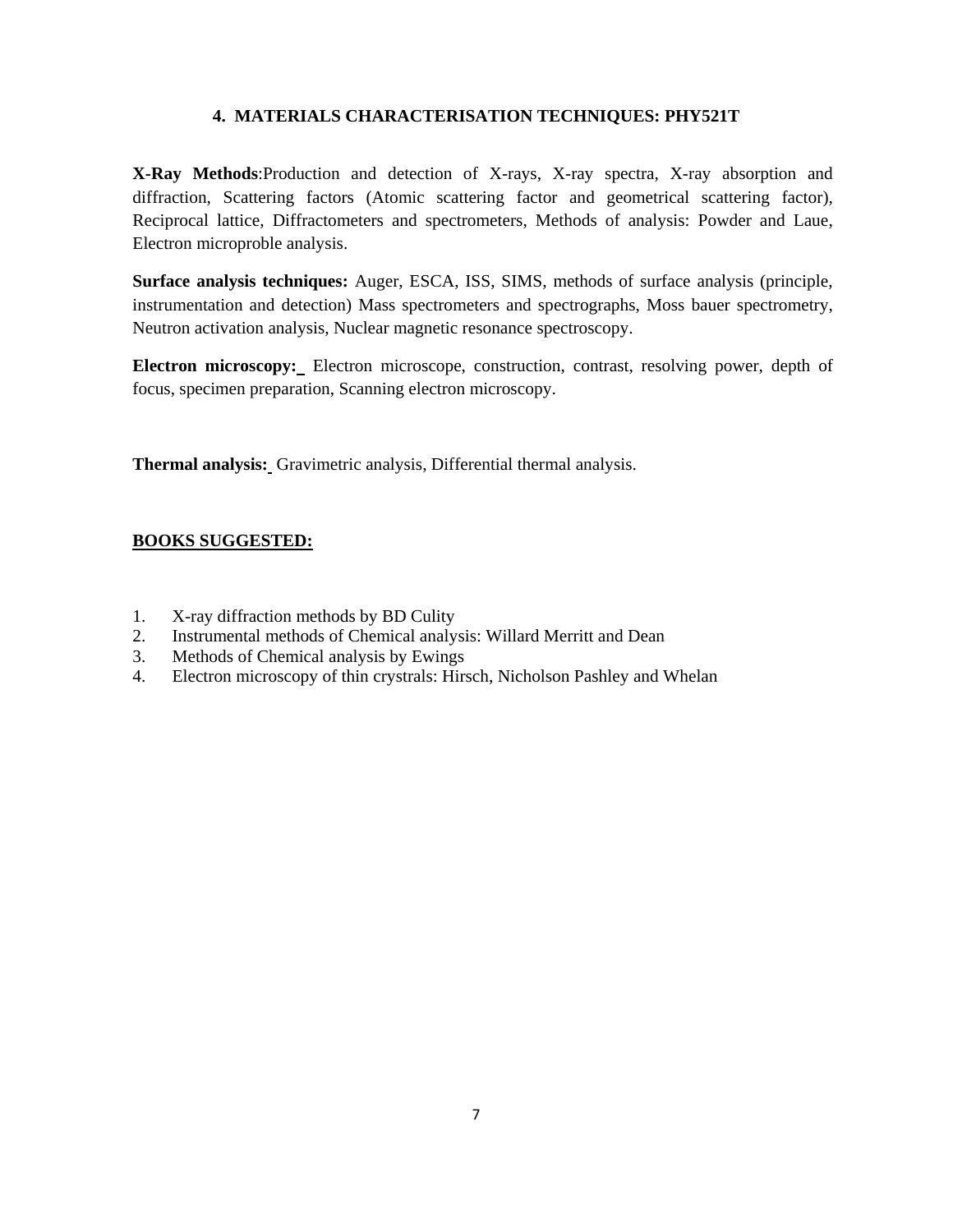## 4. MATERIALS CHARACTERISATION TECHNIQUES: PHY521T

**X-Ray Methods**:Production and detection of X-rays, X-ray spectra, X-ray absorption and diffraction, Scattering factors (Atomic scattering factor and geometrical scattering factor), Reciprocal lattice, Diffractometers and spectrometers, Methods of analysis: Powder and Laue, Electron microproble analysis.

**Surface analysis techniques:** Auger, ESCA, ISS, SIMS, methods of surface analysis (principle, instrumentation and detection) Mass spectrometers and spectrographs, Moss bauer spectrometry, Neutron activation analysis, Nuclear magnetic resonance spectroscopy.

**Electron microscopy:** Electron microscope, construction, contrast, resolving power, depth of focus, specimen preparation, Scanning electron microscopy.

**Thermal analysis:** Gravimetric analysis, Differential thermal analysis.

**BOOKS SUGGESTED:**

1. X-ray diffraction methods by BD Culity
2. Instrumental methods of Chemical analysis: Willard Merritt and Dean
3. Methods of Chemical analysis by Ewings
4. Electron microscopy of thin crystrals: Hirsch, Nicholson Pashley and Whelan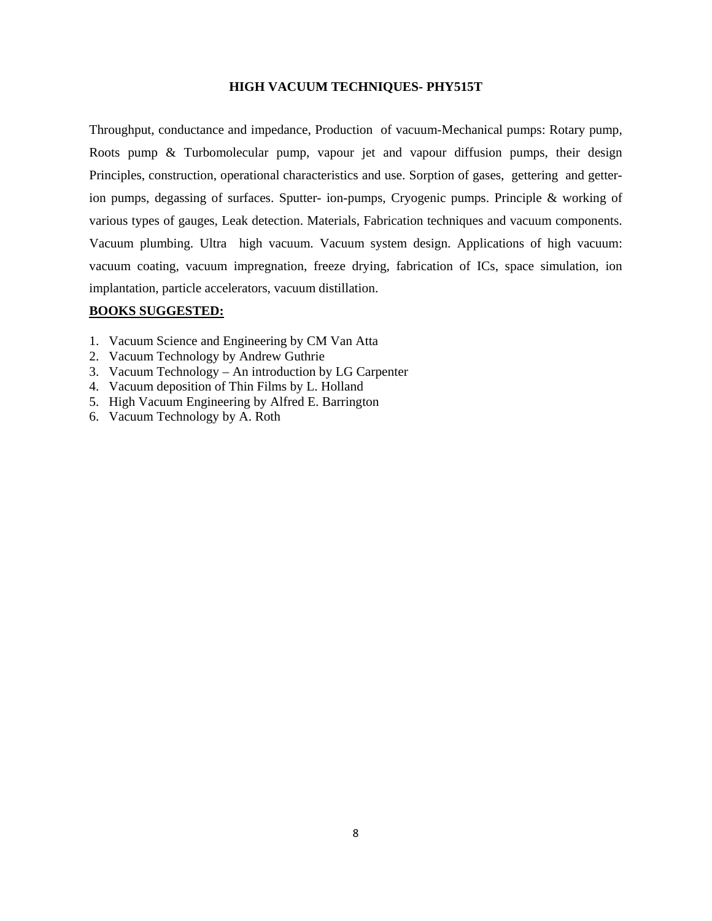# HIGH VACUUM TECHNIQUES- PHY515T

Throughput, conductance and impedance, Production of vacuum-Mechanical pumps: Rotary pump, Roots pump & Turbomolecular pump, vapour jet and vapour diffusion pumps, their design Principles, construction, operational characteristics and use. Sorption of gases, gettering and getter-ion pumps, degassing of surfaces. Sputter- ion-pumps, Cryogenic pumps. Principle & working of various types of gauges, Leak detection. Materials, Fabrication techniques and vacuum components. Vacuum plumbing. Ultra high vacuum. Vacuum system design. Applications of high vacuum: vacuum coating, vacuum impregnation, freeze drying, fabrication of ICs, space simulation, ion implantation, particle accelerators, vacuum distillation.

**BOOKS SUGGESTED:**

1. Vacuum Science and Engineering by CM Van Atta
2. Vacuum Technology by Andrew Guthrie
3. Vacuum Technology – An introduction by LG Carpenter
4. Vacuum deposition of Thin Films by L. Holland
5. High Vacuum Engineering by Alfred E. Barrington
6. Vacuum Technology by A. Roth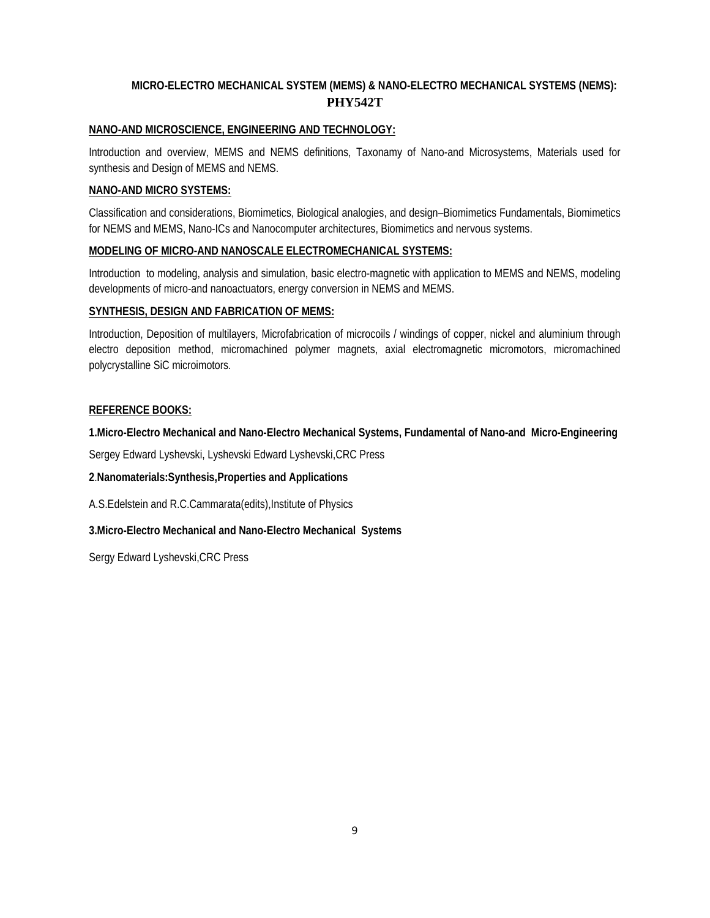## MICRO-ELECTRO MECHANICAL SYSTEM (MEMS) & NANO-ELECTRO MECHANICAL SYSTEMS (NEMS): PHY542T

### NANO-AND MICROSCIENCE, ENGINEERING AND TECHNOLOGY:

Introduction and overview, MEMS and NEMS definitions, Taxonamy of Nano-and Microsystems, Materials used for synthesis and Design of MEMS and NEMS.

### NANO-AND MICRO SYSTEMS:

Classification and considerations, Biomimetics, Biological analogies, and design–Biomimetics Fundamentals, Biomimetics for NEMS and MEMS, Nano-ICs and Nanocomputer architectures, Biomimetics and nervous systems.

### MODELING OF MICRO-AND NANOSCALE ELECTROMECHANICAL SYSTEMS:

Introduction to modeling, analysis and simulation, basic electro-magnetic with application to MEMS and NEMS, modeling developments of micro-and nanoactuators, energy conversion in NEMS and MEMS.

### SYNTHESIS, DESIGN AND FABRICATION OF MEMS:

Introduction, Deposition of multilayers, Microfabrication of microcoils / windings of copper, nickel and aluminium through electro deposition method, micromachined polymer magnets, axial electromagnetic micromotors, micromachined polycrystalline SiC microimotors.

### REFERENCE BOOKS:

**1.Micro-Electro Mechanical and Nano-Electro Mechanical Systems, Fundamental of Nano-and Micro-Engineering**

Sergey Edward Lyshevski, Lyshevski Edward Lyshevski,CRC Press

**2.Nanomaterials:Synthesis,Properties and Applications**

A.S.Edelstein and R.C.Cammarata(edits),Institute of Physics

**3.Micro-Electro Mechanical and Nano-Electro Mechanical Systems**

Sergy Edward Lyshevski,CRC Press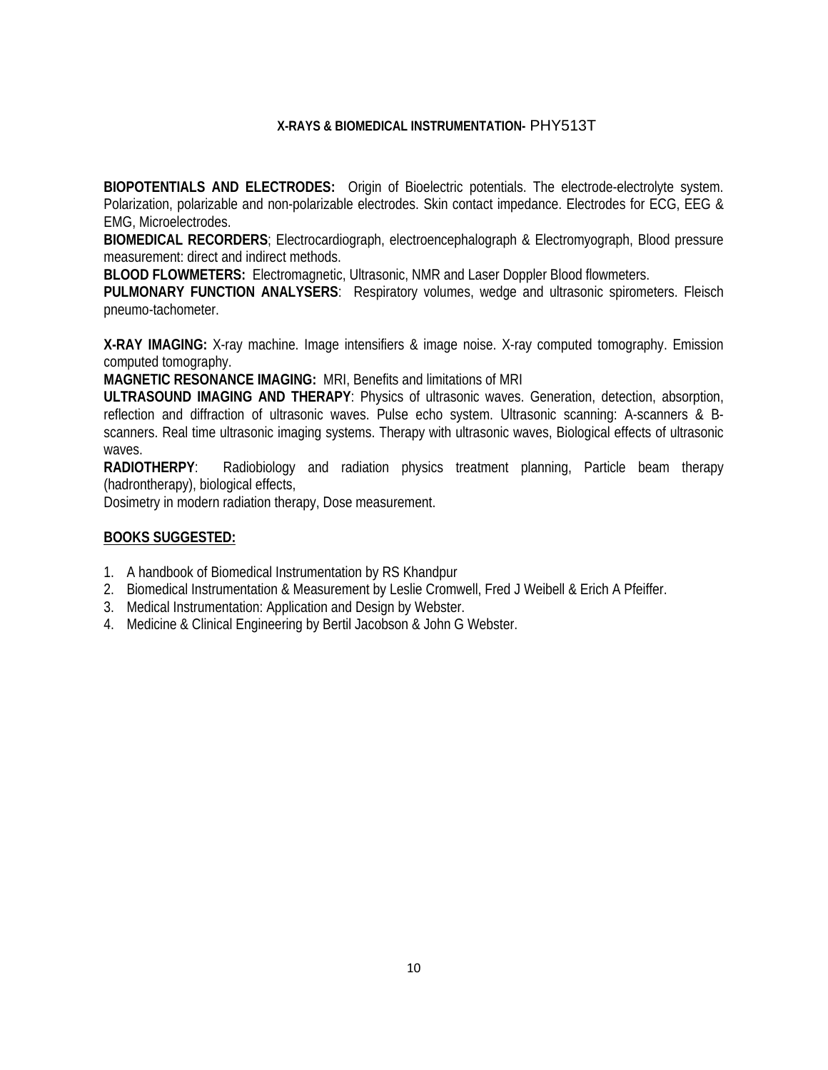## X-RAYS & BIOMEDICAL INSTRUMENTATION- PHY513T

**BIOPOTENTIALS AND ELECTRODES:** Origin of Bioelectric potentials. The electrode-electrolyte system. Polarization, polarizable and non-polarizable electrodes. Skin contact impedance. Electrodes for ECG, EEG & EMG, Microelectrodes.

**BIOMEDICAL RECORDERS**; Electrocardiograph, electroencephalograph & Electromyograph, Blood pressure measurement: direct and indirect methods.

**BLOOD FLOWMETERS:** Electromagnetic, Ultrasonic, NMR and Laser Doppler Blood flowmeters.

**PULMONARY FUNCTION ANALYSERS**: Respiratory volumes, wedge and ultrasonic spirometers. Fleisch pneumo-tachometer.

**X-RAY IMAGING:** X-ray machine. Image intensifiers & image noise. X-ray computed tomography. Emission computed tomography.

**MAGNETIC RESONANCE IMAGING:** MRI, Benefits and limitations of MRI

**ULTRASOUND IMAGING AND THERAPY**: Physics of ultrasonic waves. Generation, detection, absorption, reflection and diffraction of ultrasonic waves. Pulse echo system. Ultrasonic scanning: A-scanners & B-scanners. Real time ultrasonic imaging systems. Therapy with ultrasonic waves, Biological effects of ultrasonic waves.

**RADIOTHERPY**: Radiobiology and radiation physics treatment planning, Particle beam therapy (hadrontherapy), biological effects,
Dosimetry in modern radiation therapy, Dose measurement.

**BOOKS SUGGESTED:**

1. A handbook of Biomedical Instrumentation by RS Khandpur
2. Biomedical Instrumentation & Measurement by Leslie Cromwell, Fred J Weibell & Erich A Pfeiffer.
3. Medical Instrumentation: Application and Design by Webster.
4. Medicine & Clinical Engineering by Bertil Jacobson & John G Webster.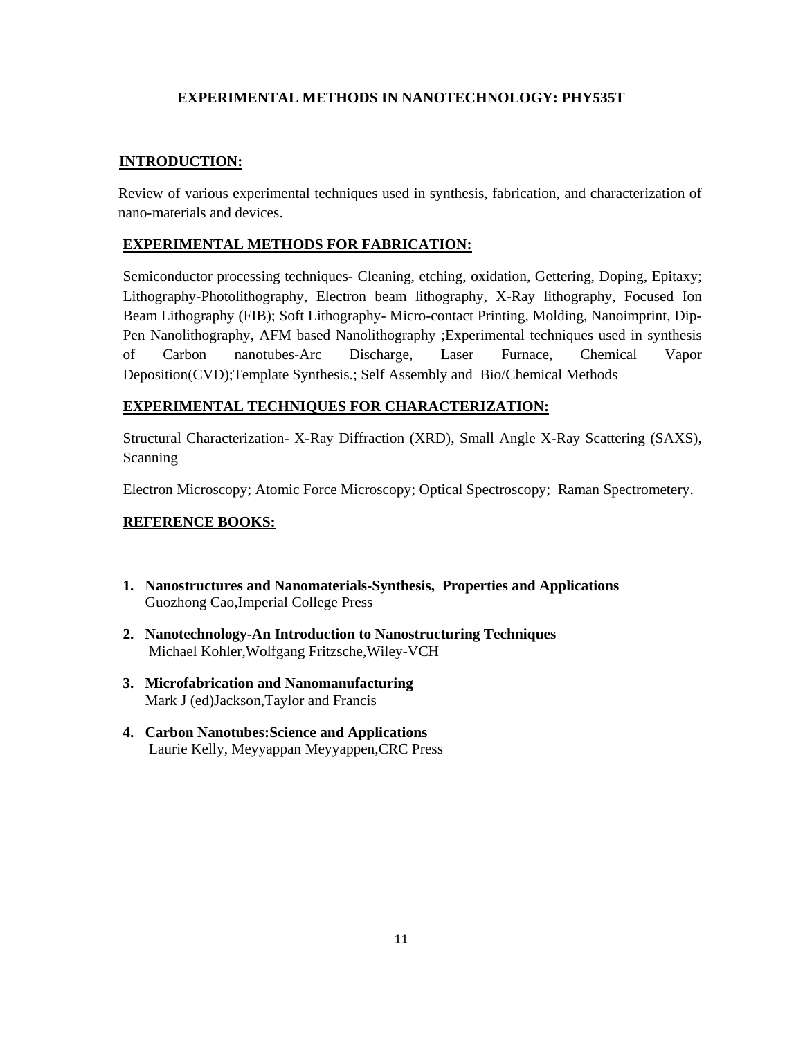# EXPERIMENTAL METHODS IN NANOTECHNOLOGY: PHY535T

## INTRODUCTION:

Review of various experimental techniques used in synthesis, fabrication, and characterization of nano-materials and devices.

## EXPERIMENTAL METHODS FOR FABRICATION:

Semiconductor processing techniques- Cleaning, etching, oxidation, Gettering, Doping, Epitaxy; Lithography-Photolithography, Electron beam lithography, X-Ray lithography, Focused Ion Beam Lithography (FIB); Soft Lithography- Micro-contact Printing, Molding, Nanoimprint, Dip-Pen Nanolithography, AFM based Nanolithography ;Experimental techniques used in synthesis of Carbon nanotubes-Arc Discharge, Laser Furnace, Chemical Vapor Deposition(CVD);Template Synthesis.; Self Assembly and Bio/Chemical Methods

## EXPERIMENTAL TECHNIQUES FOR CHARACTERIZATION:

Structural Characterization- X-Ray Diffraction (XRD), Small Angle X-Ray Scattering (SAXS), Scanning

Electron Microscopy; Atomic Force Microscopy; Optical Spectroscopy; Raman Spectrometery.

## REFERENCE BOOKS:

1. **Nanostructures and Nanomaterials-Synthesis, Properties and Applications**
   Guozhong Cao,Imperial College Press
2. **Nanotechnology-An Introduction to Nanostructuring Techniques**
   Michael Kohler,Wolfgang Fritzsche,Wiley-VCH
3. **Microfabrication and Nanomanufacturing**
   Mark J (ed)Jackson,Taylor and Francis
4. **Carbon Nanotubes:Science and Applications**
   Laurie Kelly, Meyyappan Meyyappen,CRC Press